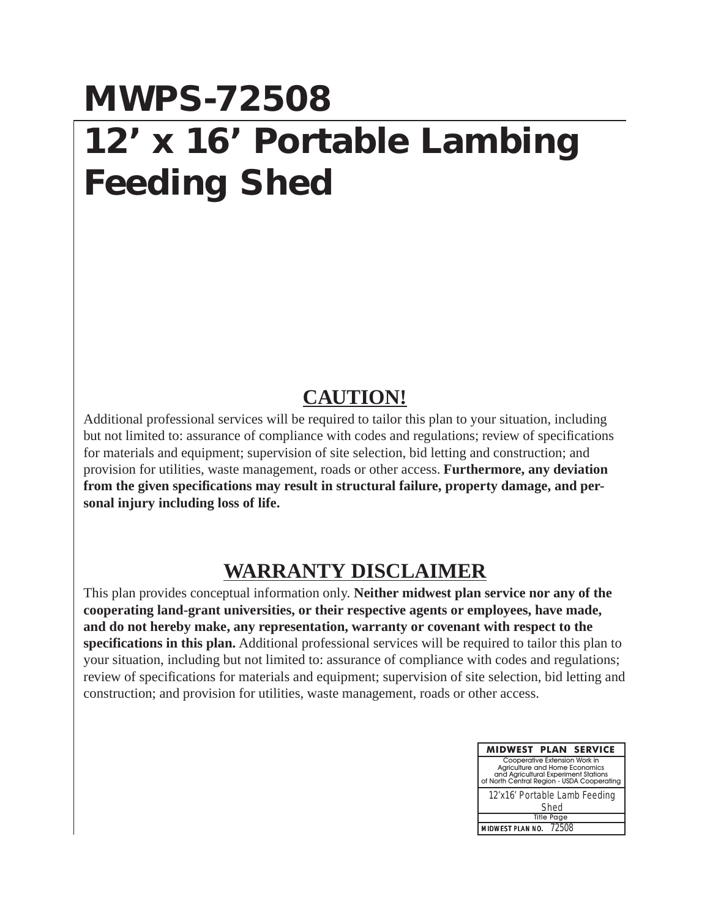# MWPS-72508

# 12' x 16' Portable Lambing Feeding Shed

## CAUTION!

Additional professional services will be required to tailor this plan to your situation, including but not limited to: assurance of compliance with codes and regulations; review of specifications for materials and equipment; supervision of site selection, bid letting and construction; and provision for utilities, waste management, roads or other access. **Furthermore, any deviation from the given specifications may result in structural failure, property damage, and personal injury including loss of life.**

## WARRANTY DISCLAIMER

This plan provides conceptual information only. **Neither midwest plan service nor any of the cooperating land-grant universities, or their respective agents or employees, have made, and do not hereby make, any representation, warranty or covenant with respect to the specifications in this plan.** Additional professional services will be required to tailor this plan to your situation, including but not limited to: assurance of compliance with codes and regulations; review of specifications for materials and equipment; supervision of site selection, bid letting and construction; and provision for utilities, waste management, roads or other access.

| MIDWEST PLAN SERVICE |
| --- |
| Cooperative Extension Work in Agriculture and Home Economics and Agricultural Experiment Stations of North Central Region - USDA Cooperating |
| 12'x16' Portable Lamb Feeding Shed |
| Title Page |
| MIDWEST PLAN NO. 72508 |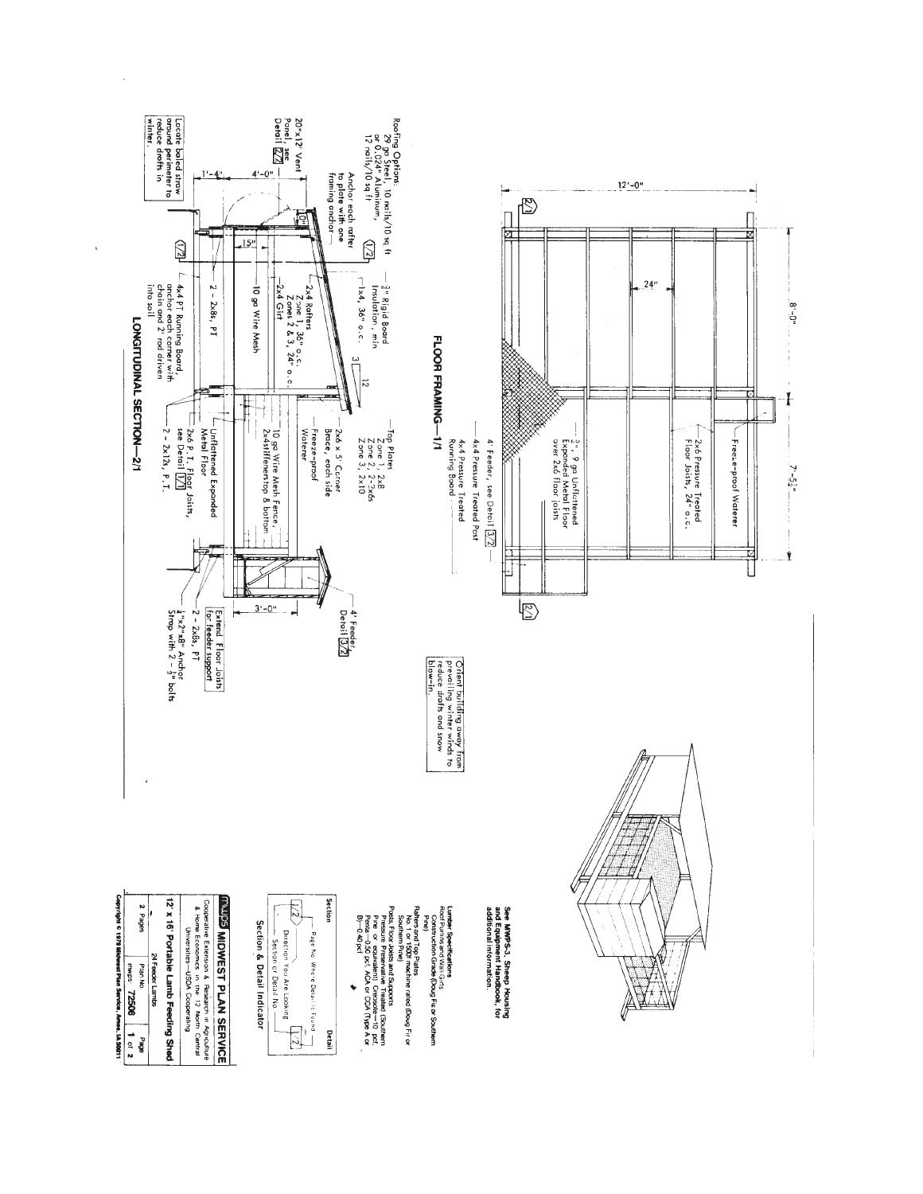## FLOOR FRAMING—1/1

12'-0"

8'-0"

7'-5½"

24"

Freeze-proof Waterer

2x6 Pressure Treated Floor Joists, 24" o.c.

¾", 9 ga Unflattened Expanded Metal Floor over 2x6 floor joists

4' Feeder, see Detail 3/2

4x4 Pressure Treated Post

4x4 Pressure Treated Running Board

Orient building away from prevailing winter winds to reduce drafts and snow blow-in.

## LONGITUDINAL SECTION—2/1

Roofing Options: 29 ga Steel, 10 nails/10 sq ft or 0.024" Aluminum, 12 nails/10 sq ft

Anchor each rafter to plate with one framing anchor

½" Rigid Board Insulation, min

1x4, 36" o.c.

2x4 Rafters Zone 1, 36" o.c. Zones 2 & 3, 24" o.c.

2x4 Girt

3 / 12

Top Plates Zone 1, 2x8 Zone 2, 2-2x6s Zone 3, 2x10

20"x12" Vent Panel, see Detail 2/2

1'-4"

4'-0"

10"

15"

10 ga Wire Mesh

2x6 x 5' Corner Brace, each side

Freeze-proof Waterer

10 ga Wire Mesh Fence, 2x4 stiffeners top & bottom

Unflattened Expanded Metal Floor

2x6 P.T. Floor Joists, see Detail 1/2

2 - 2x8s, PT

2 - 2x12s, P.T.

4x4 PT Running Board, anchor each corner with chain and 2' rod driven into soil

Locate baled straw around perimeter to reduce drafts in winter.

3'-0"

4' Feeder, Detail 3/2

Extend Floor Joists for feeder support

2 - 2x8s, PT

¼"x2"x8" Anchor Strap with 2 - ½" bolts

See MWPS-3, Sheep Housing and Equipment Handbook, for additional information.

**Lumber Specifications**

Roof Purlins and Wall Girts
Construction Grade (Doug Fir or Southern Pine)

Rafters and Top Plates
No. 1 or 1500f machine rated (Doug Fir or Southern Pine)

Posts, Floor Joists and Supports
Pressure Preservative Treated (Southern Pine or equivalent) Creosote—10 pcf, Penta—0.50 pcf, ACA or CCA (Type A or B)—0.40 pcf

**Section & Detail Indicator**

Section — Page No. Where Detail is Found — Direction You Are Looking — Section or Detail No. — Detail

**MWPS MIDWEST PLAN SERVICE**
Cooperative Extension & Research in Agriculture & Home Economics in the 12 North Central Universities—USDA Cooperating

**12' x 16' Portable Lamb Feeding Shed**

| 2 Pages | 24 Feeder Lambs | Plan No. MWPS 72508 | Page 1 of 2 |
|---|---|---|---|

Copyright © 1978 Midwest Plan Service, Ames, IA 50011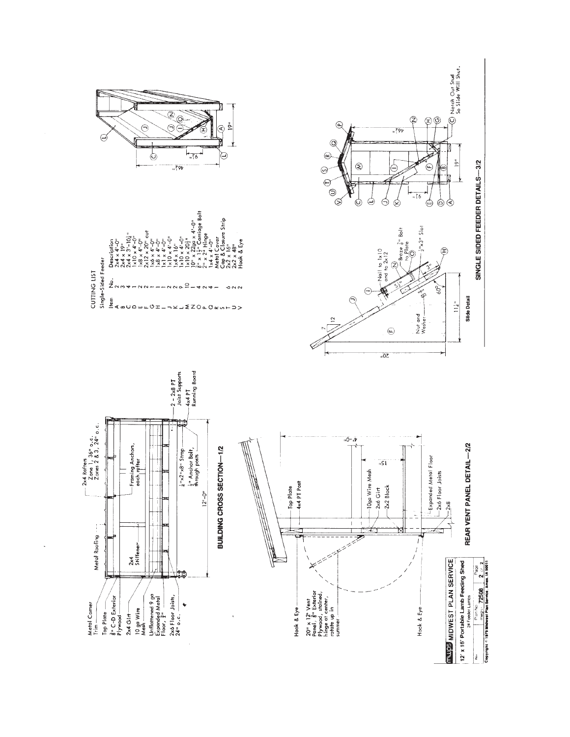## BUILDING CROSS SECTION—1/2

Metal Corner Trim

Top Plate

⅜" C-D Exterior Plywood

2x4 Girt

10 ga Wire Mesh

Unflattened 9 ga Expanded Metal Floor, ¾"

2x6 Floor Joists, 24" o.c.

Metal Roofing

2x4 Rafters Zone 1, 36" o.c. Zones 2 & 3, 24" o.c.

Framing Anchors, each rafter

2x4 Stiffener

¼"x2"x8" Strap

½" Anchor Bolt through posts

2 - 2x8 PT Joist Supports

4x4 PT Running Board

12'-0"

## REAR VENT PANEL DETAIL—2/2

Hook & Eye

20" x 12' Vent Panel. ⅜" Exterior Plywood, stained, hinge at center, rotate up in summer

Hook & Eye

Top Plate

4x4 PT Post

10ga Wire Mesh

2x6 Girt

2x2 Block

Expanded Metal Floor

2x6 Floor Joists

2x8

4'-0"

15"

## CUTTING LIST

Single-Sided Feeder

| Item | No. | Description |
|---|---|---|
| A | 2 | 2x4 x 4'-0" |
| B | 3 | 2x4 x 19" |
| C | 4 | 2x4 x 3'-10¼" |
| D | 1 | 1x10 x 4'-0" |
| E | 2 | 1x8 x 4'-0" |
| F | 2 | 2x12 x 20" cut |
| G | 1 | 1x6 x 4'-0" |
| H | 1 | 1x8 x 4'-0" |
| I | 1 | 1x1 x 4'-0" |
| J | 2 | 1x10 x 4'-0" |
| K | 2 | 1x4 x 16" |
| L | 9 | 1x10 x 4'-0" |
| M | 10 | 1x10 x 20¾" |
| N | 1 | 10" x 24ga x 4'-0" |
| O | 4 | ⅜" x 1½" Carriage Bolt |
| P | 2 | 2" x 2" Hinge |
| Q | 4 | 1x4 x 4'-0" |
| R | 1 | Metal Cover |
| S | | Cap & Closure Strip |
| T | 6 | 2x2 x 16" |
| U | 2 | 2x2 x 48" |
| V | 2 | Hook & Eye |

## Slide Detail

Nail to 1x10 and to 2x12

Braze ⅜" Bolt to Plate

½"x3" Slot

Nut and Washer

7

12

20"

11¼"

60°

5½"

3"

## SINGLE SIDED FEEDER DETAILS—3/2

46½"

9½"

19"

Notch Out Stud So Slide Will Shut.

MWPS MIDWEST PLAN SERVICE

12' x 16' Portable Lamb Feeding Shed

24 Feeder Lambs

Rev. | Plan No. 72508 | Page 2 of 2

Copyright © 1979 Midwest Plan Service, Ames, IA 50011